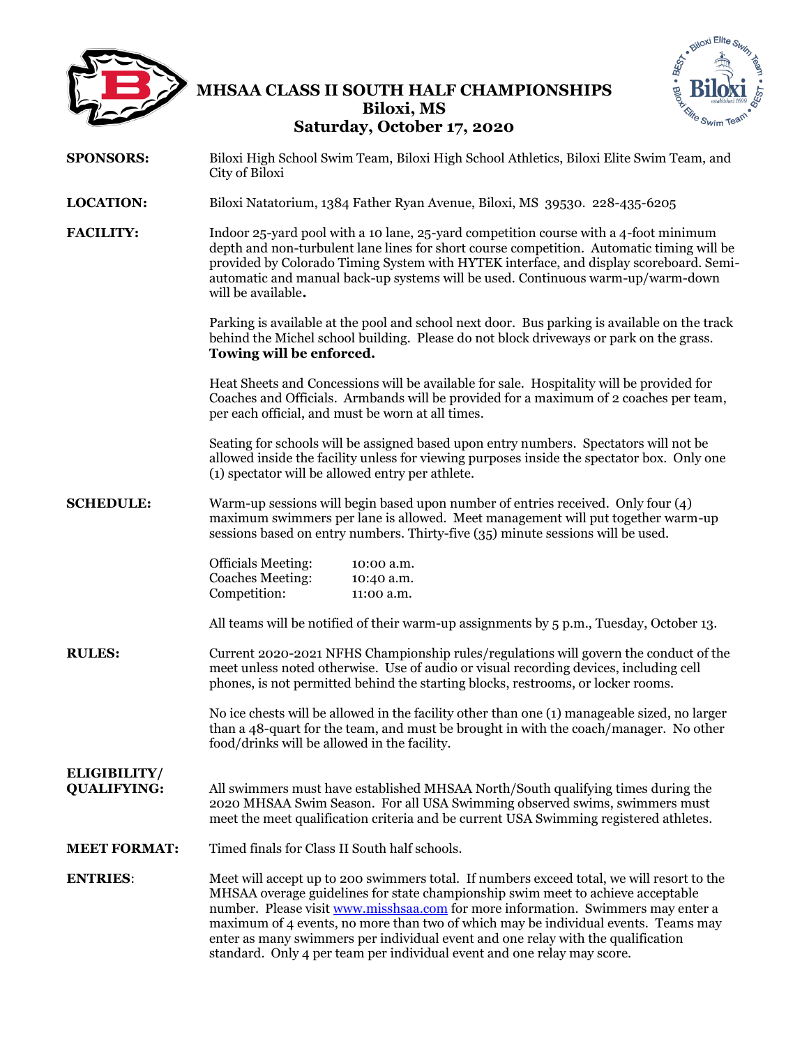# MHSAA CLASS II SOUTH HALF CHAMPIONSHIPS
## Biloxi, MS
## Saturday, October 17, 2020

**SPONSORS:** Biloxi High School Swim Team, Biloxi High School Athletics, Biloxi Elite Swim Team, and City of Biloxi

**LOCATION:** Biloxi Natatorium, 1384 Father Ryan Avenue, Biloxi, MS 39530. 228-435-6205

**FACILITY:** Indoor 25-yard pool with a 10 lane, 25-yard competition course with a 4-foot minimum depth and non-turbulent lane lines for short course competition. Automatic timing will be provided by Colorado Timing System with HYTEK interface, and display scoreboard. Semi-automatic and manual back-up systems will be used. Continuous warm-up/warm-down will be available.

Parking is available at the pool and school next door. Bus parking is available on the track behind the Michel school building. Please do not block driveways or park on the grass. **Towing will be enforced.**

Heat Sheets and Concessions will be available for sale. Hospitality will be provided for Coaches and Officials. Armbands will be provided for a maximum of 2 coaches per team, per each official, and must be worn at all times.

Seating for schools will be assigned based upon entry numbers. Spectators will not be allowed inside the facility unless for viewing purposes inside the spectator box. Only one (1) spectator will be allowed entry per athlete.

**SCHEDULE:** Warm-up sessions will begin based upon number of entries received. Only four (4) maximum swimmers per lane is allowed. Meet management will put together warm-up sessions based on entry numbers. Thirty-five (35) minute sessions will be used.

| | |
|---|---|
| Officials Meeting: | 10:00 a.m. |
| Coaches Meeting: | 10:40 a.m. |
| Competition: | 11:00 a.m. |

All teams will be notified of their warm-up assignments by 5 p.m., Tuesday, October 13.

**RULES:** Current 2020-2021 NFHS Championship rules/regulations will govern the conduct of the meet unless noted otherwise. Use of audio or visual recording devices, including cell phones, is not permitted behind the starting blocks, restrooms, or locker rooms.

No ice chests will be allowed in the facility other than one (1) manageable sized, no larger than a 48-quart for the team, and must be brought in with the coach/manager. No other food/drinks will be allowed in the facility.

**ELIGIBILITY/ QUALIFYING:** All swimmers must have established MHSAA North/South qualifying times during the 2020 MHSAA Swim Season. For all USA Swimming observed swims, swimmers must meet the meet qualification criteria and be current USA Swimming registered athletes.

**MEET FORMAT:** Timed finals for Class II South half schools.

**ENTRIES:** Meet will accept up to 200 swimmers total. If numbers exceed total, we will resort to the MHSAA overage guidelines for state championship swim meet to achieve acceptable number. Please visit www.misshsaa.com for more information. Swimmers may enter a maximum of 4 events, no more than two of which may be individual events. Teams may enter as many swimmers per individual event and one relay with the qualification standard. Only 4 per team per individual event and one relay may score.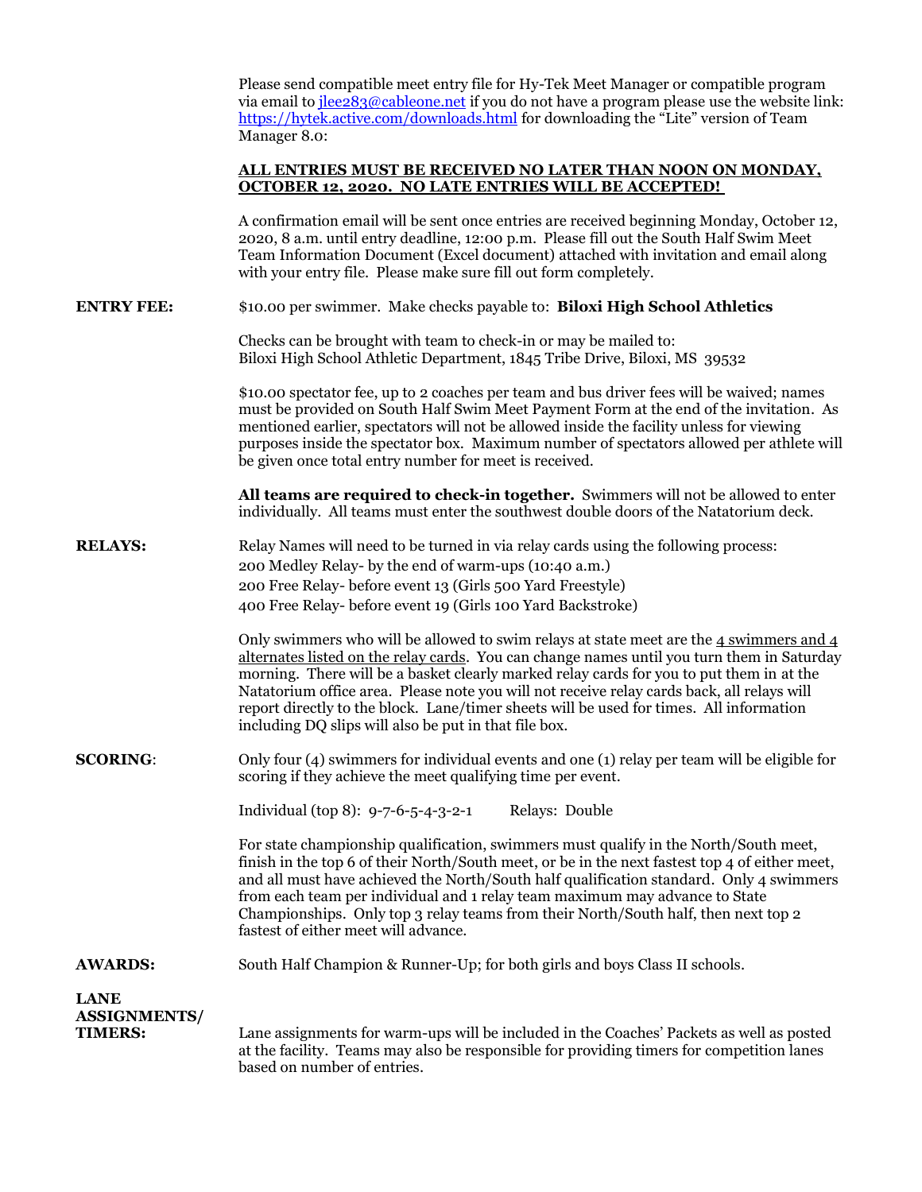Please send compatible meet entry file for Hy-Tek Meet Manager or compatible program via email to jlee283@cableone.net if you do not have a program please use the website link: https://hytek.active.com/downloads.html for downloading the "Lite" version of Team Manager 8.0:

**ALL ENTRIES MUST BE RECEIVED NO LATER THAN NOON ON MONDAY, OCTOBER 12, 2020. NO LATE ENTRIES WILL BE ACCEPTED!**

A confirmation email will be sent once entries are received beginning Monday, October 12, 2020, 8 a.m. until entry deadline, 12:00 p.m. Please fill out the South Half Swim Meet Team Information Document (Excel document) attached with invitation and email along with your entry file. Please make sure fill out form completely.

**ENTRY FEE:** $10.00 per swimmer. Make checks payable to: **Biloxi High School Athletics**

Checks can be brought with team to check-in or may be mailed to:
Biloxi High School Athletic Department, 1845 Tribe Drive, Biloxi, MS 39532

$10.00 spectator fee, up to 2 coaches per team and bus driver fees will be waived; names must be provided on South Half Swim Meet Payment Form at the end of the invitation. As mentioned earlier, spectators will not be allowed inside the facility unless for viewing purposes inside the spectator box. Maximum number of spectators allowed per athlete will be given once total entry number for meet is received.

**All teams are required to check-in together.** Swimmers will not be allowed to enter individually. All teams must enter the southwest double doors of the Natatorium deck.

**RELAYS:** Relay Names will need to be turned in via relay cards using the following process:
200 Medley Relay- by the end of warm-ups (10:40 a.m.)
200 Free Relay- before event 13 (Girls 500 Yard Freestyle)
400 Free Relay- before event 19 (Girls 100 Yard Backstroke)

Only swimmers who will be allowed to swim relays at state meet are the 4 swimmers and 4 alternates listed on the relay cards. You can change names until you turn them in Saturday morning. There will be a basket clearly marked relay cards for you to put them in at the Natatorium office area. Please note you will not receive relay cards back, all relays will report directly to the block. Lane/timer sheets will be used for times. All information including DQ slips will also be put in that file box.

**SCORING:** Only four (4) swimmers for individual events and one (1) relay per team will be eligible for scoring if they achieve the meet qualifying time per event.

Individual (top 8): 9-7-6-5-4-3-2-1 Relays: Double

For state championship qualification, swimmers must qualify in the North/South meet, finish in the top 6 of their North/South meet, or be in the next fastest top 4 of either meet, and all must have achieved the North/South half qualification standard. Only 4 swimmers from each team per individual and 1 relay team maximum may advance to State Championships. Only top 3 relay teams from their North/South half, then next top 2 fastest of either meet will advance.

**AWARDS:** South Half Champion & Runner-Up; for both girls and boys Class II schools.

**LANE ASSIGNMENTS/ TIMERS:** Lane assignments for warm-ups will be included in the Coaches' Packets as well as posted at the facility. Teams may also be responsible for providing timers for competition lanes based on number of entries.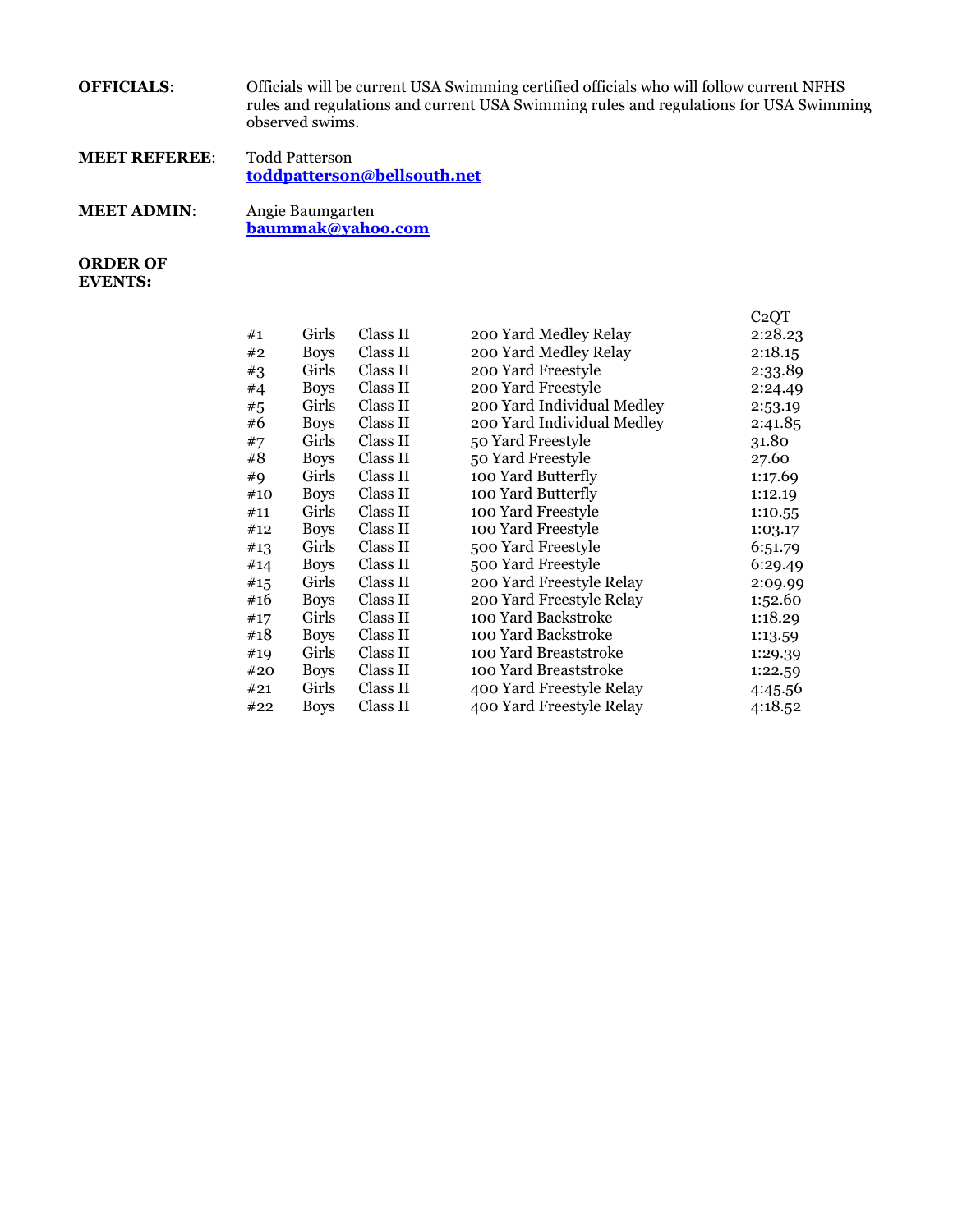**OFFICIALS**: Officials will be current USA Swimming certified officials who will follow current NFHS rules and regulations and current USA Swimming rules and regulations for USA Swimming observed swims.

**MEET REFEREE**: Todd Patterson
**toddpatterson@bellsouth.net**

**MEET ADMIN**: Angie Baumgarten
**baummak@yahoo.com**

**ORDER OF EVENTS:**

| | | | | C2QT |
|---|---|---|---|---|
| #1 | Girls | Class II | 200 Yard Medley Relay | 2:28.23 |
| #2 | Boys | Class II | 200 Yard Medley Relay | 2:18.15 |
| #3 | Girls | Class II | 200 Yard Freestyle | 2:33.89 |
| #4 | Boys | Class II | 200 Yard Freestyle | 2:24.49 |
| #5 | Girls | Class II | 200 Yard Individual Medley | 2:53.19 |
| #6 | Boys | Class II | 200 Yard Individual Medley | 2:41.85 |
| #7 | Girls | Class II | 50 Yard Freestyle | 31.80 |
| #8 | Boys | Class II | 50 Yard Freestyle | 27.60 |
| #9 | Girls | Class II | 100 Yard Butterfly | 1:17.69 |
| #10 | Boys | Class II | 100 Yard Butterfly | 1:12.19 |
| #11 | Girls | Class II | 100 Yard Freestyle | 1:10.55 |
| #12 | Boys | Class II | 100 Yard Freestyle | 1:03.17 |
| #13 | Girls | Class II | 500 Yard Freestyle | 6:51.79 |
| #14 | Boys | Class II | 500 Yard Freestyle | 6:29.49 |
| #15 | Girls | Class II | 200 Yard Freestyle Relay | 2:09.99 |
| #16 | Boys | Class II | 200 Yard Freestyle Relay | 1:52.60 |
| #17 | Girls | Class II | 100 Yard Backstroke | 1:18.29 |
| #18 | Boys | Class II | 100 Yard Backstroke | 1:13.59 |
| #19 | Girls | Class II | 100 Yard Breaststroke | 1:29.39 |
| #20 | Boys | Class II | 100 Yard Breaststroke | 1:22.59 |
| #21 | Girls | Class II | 400 Yard Freestyle Relay | 4:45.56 |
| #22 | Boys | Class II | 400 Yard Freestyle Relay | 4:18.52 |